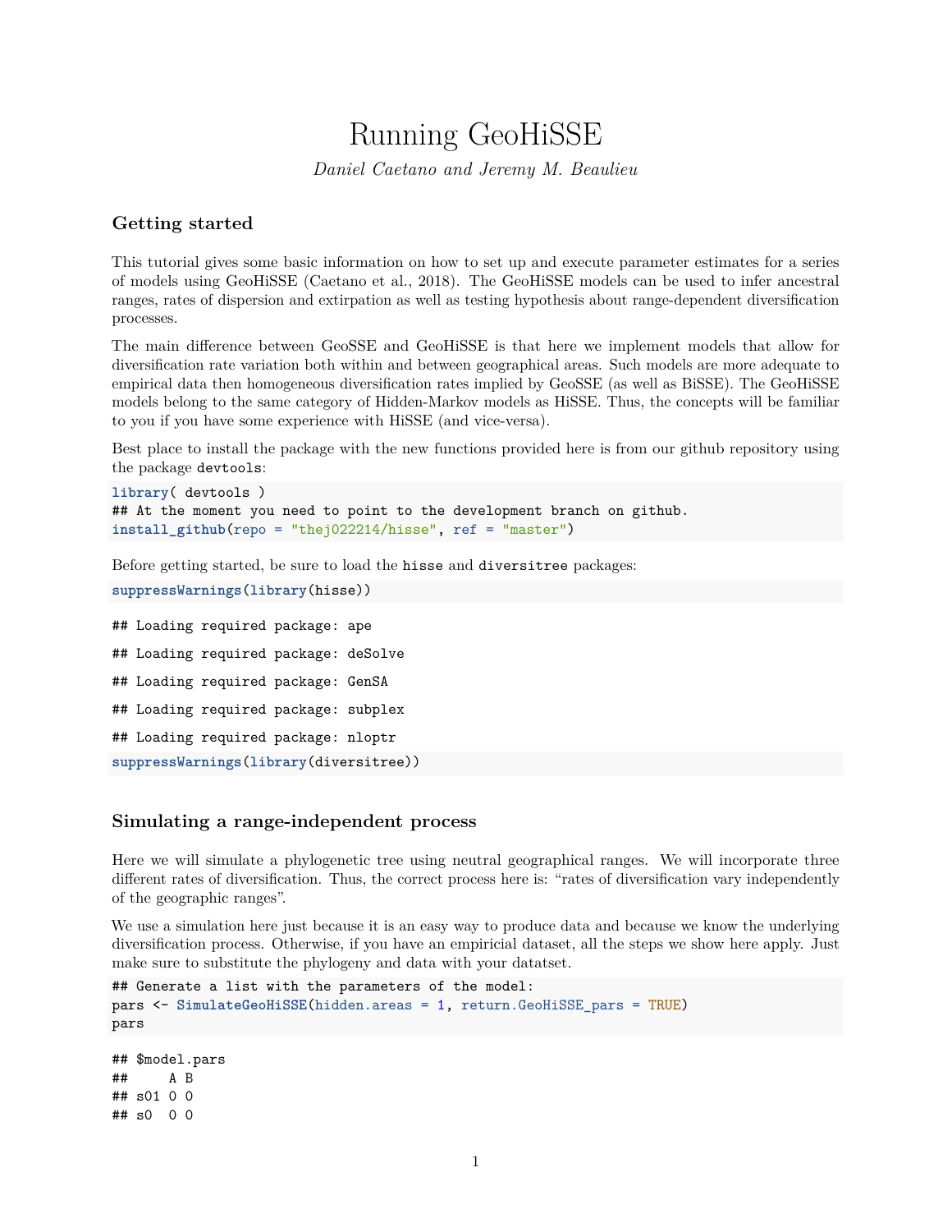# Running GeoHiSSE

*Daniel Caetano and Jeremy M. Beaulieu*

## Getting started

This tutorial gives some basic information on how to set up and execute parameter estimates for a series of models using GeoHiSSE (Caetano et al., 2018). The GeoHiSSE models can be used to infer ancestral ranges, rates of dispersion and extirpation as well as testing hypothesis about range-dependent diversification processes.

The main difference between GeoSSE and GeoHiSSE is that here we implement models that allow for diversification rate variation both within and between geographical areas. Such models are more adequate to empirical data then homogeneous diversification rates implied by GeoSSE (as well as BiSSE). The GeoHiSSE models belong to the same category of Hidden-Markov models as HiSSE. Thus, the concepts will be familiar to you if you have some experience with HiSSE (and vice-versa).

Best place to install the package with the new functions provided here is from our github repository using the package devtools:

```
library( devtools )
## At the moment you need to point to the development branch on github.
install_github(repo = "thej022214/hisse", ref = "master")
```

Before getting started, be sure to load the hisse and diversitree packages:

```
suppressWarnings(library(hisse))
```

```
## Loading required package: ape
## Loading required package: deSolve
## Loading required package: GenSA
## Loading required package: subplex
## Loading required package: nloptr
```

```
suppressWarnings(library(diversitree))
```

## Simulating a range-independent process

Here we will simulate a phylogenetic tree using neutral geographical ranges. We will incorporate three different rates of diversification. Thus, the correct process here is: "rates of diversification vary independently of the geographic ranges".

We use a simulation here just because it is an easy way to produce data and because we know the underlying diversification process. Otherwise, if you have an empiricial dataset, all the steps we show here apply. Just make sure to substitute the phylogeny and data with your datatset.

```
## Generate a list with the parameters of the model:
pars <- SimulateGeoHiSSE(hidden.areas = 1, return.GeoHiSSE_pars = TRUE)
pars
```

```
## $model.pars
##     A B
## s01 0 0
## s0  0 0
```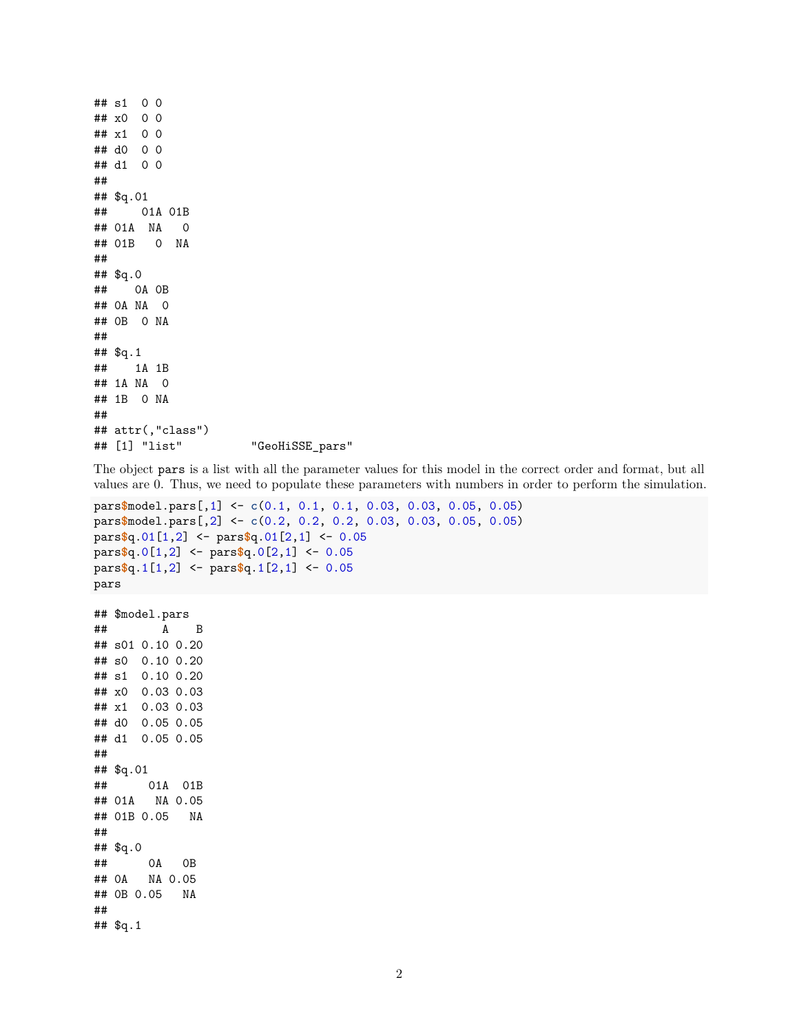```
## s1  0 0
## x0  0 0
## x1  0 0
## d0  0 0
## d1  0 0
##
## $q.01
##     01A 01B
## 01A  NA   0
## 01B   0  NA
##
## $q.0
##    0A 0B
## 0A NA  0
## 0B  0 NA
##
## $q.1
##    1A 1B
## 1A NA  0
## 1B  0 NA
##
## attr(,"class")
## [1] "list"          "GeoHiSSE_pars"
```

The object `pars` is a list with all the parameter values for this model in the correct order and format, but all values are 0. Thus, we need to populate these parameters with numbers in order to perform the simulation.

```
pars$model.pars[,1] <- c(0.1, 0.1, 0.1, 0.03, 0.03, 0.05, 0.05)
pars$model.pars[,2] <- c(0.2, 0.2, 0.2, 0.03, 0.03, 0.05, 0.05)
pars$q.01[1,2] <- pars$q.01[2,1] <- 0.05
pars$q.0[1,2] <- pars$q.0[2,1] <- 0.05
pars$q.1[1,2] <- pars$q.1[2,1] <- 0.05
pars
```

```
## $model.pars
##        A    B
## s01 0.10 0.20
## s0  0.10 0.20
## s1  0.10 0.20
## x0  0.03 0.03
## x1  0.03 0.03
## d0  0.05 0.05
## d1  0.05 0.05
##
## $q.01
##      01A  01B
## 01A   NA 0.05
## 01B 0.05   NA
##
## $q.0
##      0A   0B
## 0A   NA 0.05
## 0B 0.05   NA
##
## $q.1
```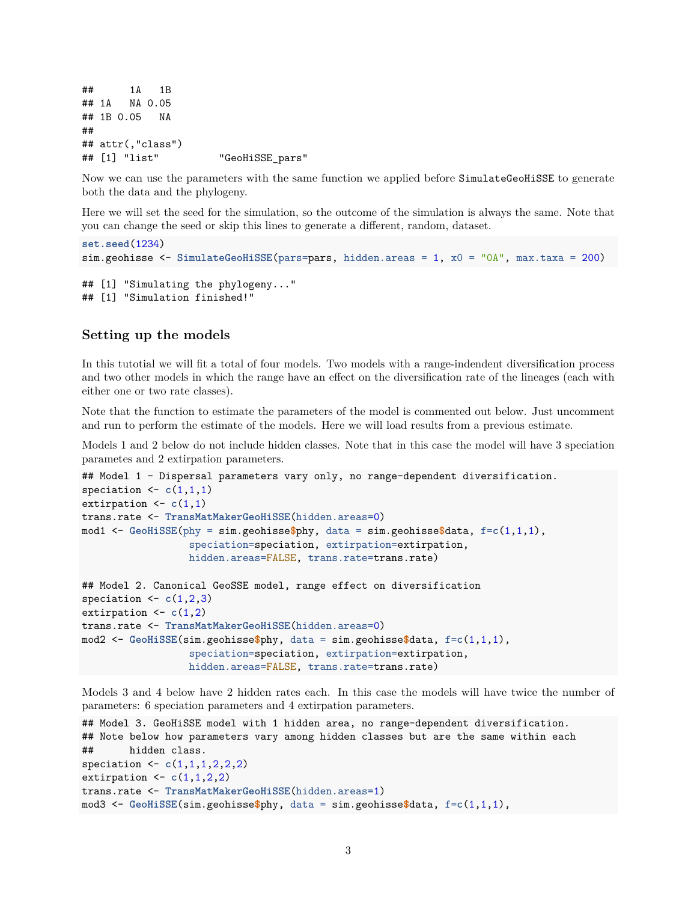```
##      1A   1B
## 1A   NA 0.05
## 1B 0.05   NA
##
## attr(,"class")
## [1] "list"          "GeoHiSSE_pars"
```

Now we can use the parameters with the same function we applied before `SimulateGeoHiSSE` to generate both the data and the phylogeny.

Here we will set the seed for the simulation, so the outcome of the simulation is always the same. Note that you can change the seed or skip this lines to generate a different, random, dataset.

```
set.seed(1234)
sim.geohisse <- SimulateGeoHiSSE(pars=pars, hidden.areas = 1, x0 = "0A", max.taxa = 200)
```

```
## [1] "Simulating the phylogeny..."
## [1] "Simulation finished!"
```

### Setting up the models

In this tutotial we will fit a total of four models. Two models with a range-indendent diversification process and two other models in which the range have an effect on the diversification rate of the lineages (each with either one or two rate classes).

Note that the function to estimate the parameters of the model is commented out below. Just uncomment and run to perform the estimate of the models. Here we will load results from a previous estimate.

Models 1 and 2 below do not include hidden classes. Note that in this case the model will have 3 speciation parametes and 2 extirpation parameters.

```
## Model 1 - Dispersal parameters vary only, no range-dependent diversification.
speciation <- c(1,1,1)
extirpation <- c(1,1)
trans.rate <- TransMatMakerGeoHiSSE(hidden.areas=0)
mod1 <- GeoHiSSE(phy = sim.geohisse$phy, data = sim.geohisse$data, f=c(1,1,1),
                 speciation=speciation, extirpation=extirpation,
                 hidden.areas=FALSE, trans.rate=trans.rate)

## Model 2. Canonical GeoSSE model, range effect on diversification
speciation <- c(1,2,3)
extirpation <- c(1,2)
trans.rate <- TransMatMakerGeoHiSSE(hidden.areas=0)
mod2 <- GeoHiSSE(sim.geohisse$phy, data = sim.geohisse$data, f=c(1,1,1),
                 speciation=speciation, extirpation=extirpation,
                 hidden.areas=FALSE, trans.rate=trans.rate)
```

Models 3 and 4 below have 2 hidden rates each. In this case the models will have twice the number of parameters: 6 speciation parameters and 4 extirpation parameters.

```
## Model 3. GeoHiSSE model with 1 hidden area, no range-dependent diversification.
## Note below how parameters vary among hidden classes but are the same within each
##      hidden class.
speciation <- c(1,1,1,2,2,2)
extirpation <- c(1,1,2,2)
trans.rate <- TransMatMakerGeoHiSSE(hidden.areas=1)
mod3 <- GeoHiSSE(sim.geohisse$phy, data = sim.geohisse$data, f=c(1,1,1),
```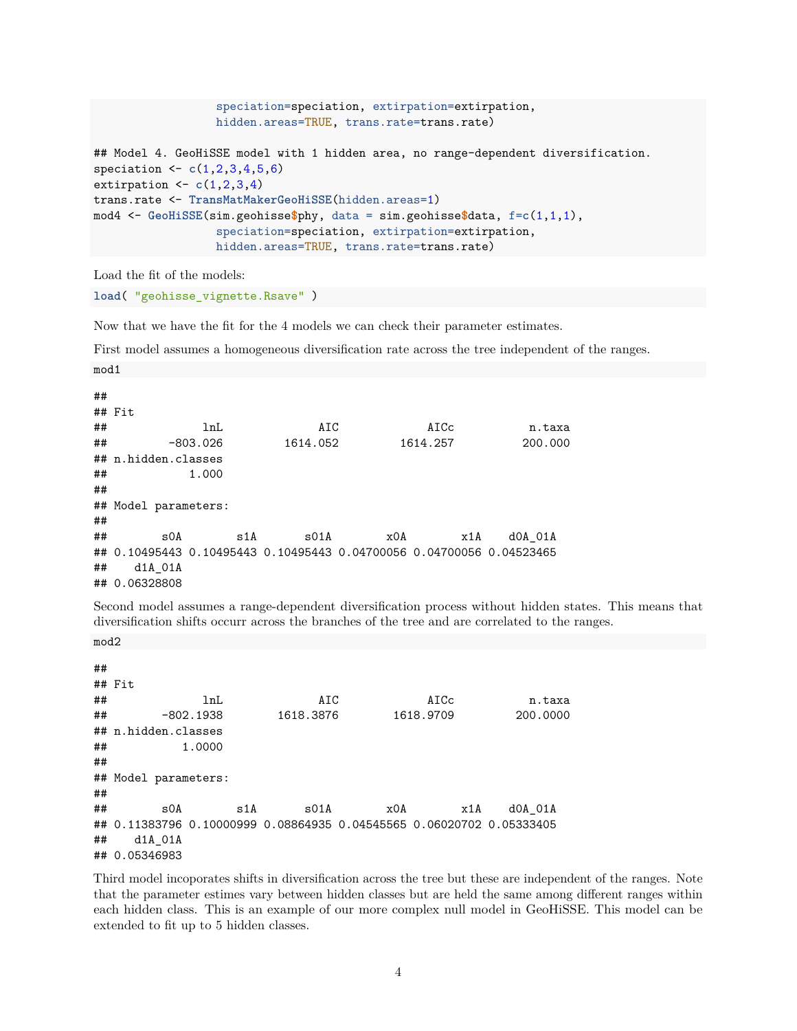```r
                  speciation=speciation, extirpation=extirpation,
                  hidden.areas=TRUE, trans.rate=trans.rate)

## Model 4. GeoHiSSE model with 1 hidden area, no range-dependent diversification.
speciation <- c(1,2,3,4,5,6)
extirpation <- c(1,2,3,4)
trans.rate <- TransMatMakerGeoHiSSE(hidden.areas=1)
mod4 <- GeoHiSSE(sim.geohisse$phy, data = sim.geohisse$data, f=c(1,1,1),
                  speciation=speciation, extirpation=extirpation,
                  hidden.areas=TRUE, trans.rate=trans.rate)
```

Load the fit of the models:

```r
load( "geohisse_vignette.Rsave" )
```

Now that we have the fit for the 4 models we can check their parameter estimates.

First model assumes a homogeneous diversification rate across the tree independent of the ranges.

```r
mod1
```

```
##
## Fit
##             lnL             AIC            AICc          n.taxa
##        -803.026        1614.052        1614.257         200.000
## n.hidden.classes
##           1.000
##
## Model parameters:
##
##        s0A        s1A       s01A        x0A        x1A    d0A_01A
## 0.10495443 0.10495443 0.10495443 0.04700056 0.04700056 0.04523465
##    d1A_01A
## 0.06328808
```

Second model assumes a range-dependent diversification process without hidden states. This means that diversification shifts occurr across the branches of the tree and are correlated to the ranges.

```r
mod2
```

```
##
## Fit
##             lnL             AIC            AICc          n.taxa
##       -802.1938       1618.3876       1618.9709        200.0000
## n.hidden.classes
##          1.0000
##
## Model parameters:
##
##        s0A        s1A       s01A        x0A        x1A    d0A_01A
## 0.11383796 0.10000999 0.08864935 0.04545565 0.06020702 0.05333405
##    d1A_01A
## 0.05346983
```

Third model incoporates shifts in diversification across the tree but these are independent of the ranges. Note that the parameter estimes vary between hidden classes but are held the same among different ranges within each hidden class. This is an example of our more complex null model in GeoHiSSE. This model can be extended to fit up to 5 hidden classes.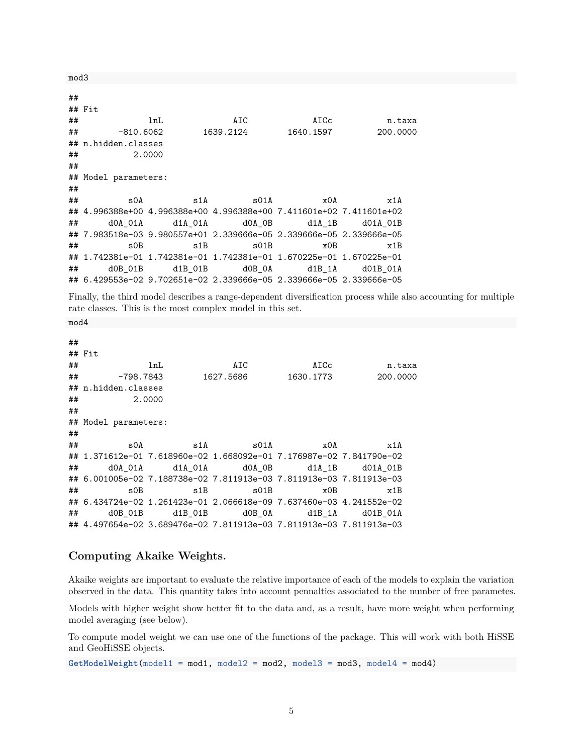```
mod3
```

```
##
## Fit
##             lnL             AIC            AICc          n.taxa
##       -810.6062       1639.2124       1640.1597        200.0000
## n.hidden.classes
##          2.0000
##
## Model parameters:
##
##          s0A          s1A         s01A          x0A          x1A
## 4.996388e+00 4.996388e+00 4.996388e+00 7.411601e+02 7.411601e+02
##      d0A_01A      d1A_01A       d0A_0B       d1A_1B     d01A_01B
## 7.983518e-03 9.980557e+01 2.339666e-05 2.339666e-05 2.339666e-05
##          s0B          s1B         s01B          x0B          x1B
## 1.742381e-01 1.742381e-01 1.742381e-01 1.670225e-01 1.670225e-01
##      d0B_01B      d1B_01B       d0B_0A       d1B_1A     d01B_01A
## 6.429553e-02 9.702651e-02 2.339666e-05 2.339666e-05 2.339666e-05
```

Finally, the third model describes a range-dependent diversification process while also accounting for multiple rate classes. This is the most complex model in this set.

```
mod4
```

```
##
## Fit
##             lnL             AIC            AICc          n.taxa
##       -798.7843       1627.5686       1630.1773        200.0000
## n.hidden.classes
##          2.0000
##
## Model parameters:
##
##          s0A          s1A         s01A          x0A          x1A
## 1.371612e-01 7.618960e-02 1.668092e-01 7.176987e-02 7.841790e-02
##      d0A_01A      d1A_01A       d0A_0B       d1A_1B     d01A_01B
## 6.001005e-02 7.188738e-02 7.811913e-03 7.811913e-03 7.811913e-03
##          s0B          s1B         s01B          x0B          x1B
## 6.434724e-02 1.261423e-01 2.066618e-09 7.637460e-03 4.241552e-02
##      d0B_01B      d1B_01B       d0B_0A       d1B_1A     d01B_01A
## 4.497654e-02 3.689476e-02 7.811913e-03 7.811913e-03 7.811913e-03
```

### Computing Akaike Weights.

Akaike weights are important to evaluate the relative importance of each of the models to explain the variation observed in the data. This quantity takes into account pennalties associated to the number of free parametes.

Models with higher weight show better fit to the data and, as a result, have more weight when performing model averaging (see below).

To compute model weight we can use one of the functions of the package. This will work with both HiSSE and GeoHiSSE objects.

```
GetModelWeight(model1 = mod1, model2 = mod2, model3 = mod3, model4 = mod4)
```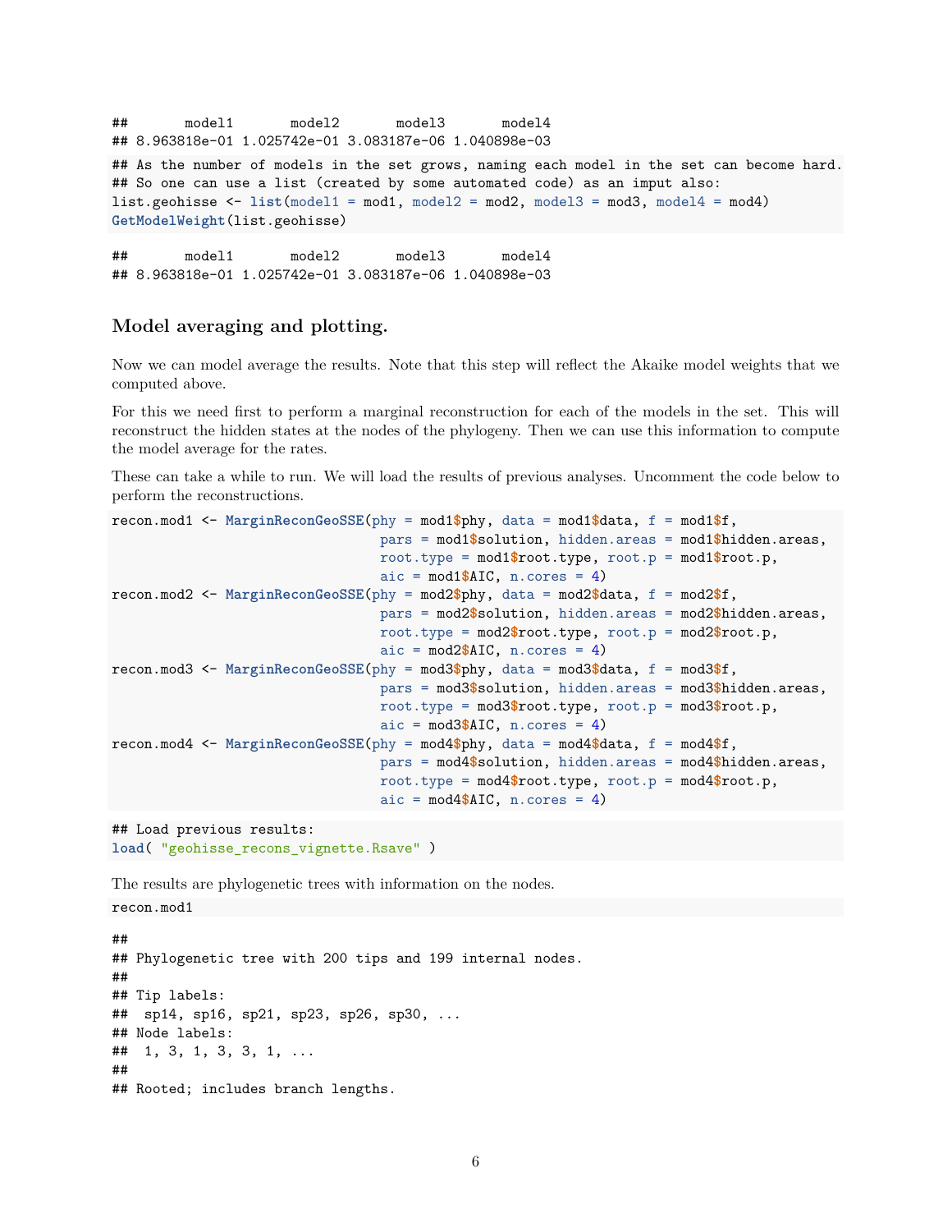```
##       model1       model2       model3       model4 
## 8.963818e-01 1.025742e-01 3.083187e-06 1.040898e-03
```

```
## As the number of models in the set grows, naming each model in the set can become hard.
## So one can use a list (created by some automated code) as an imput also:
list.geohisse <- list(model1 = mod1, model2 = mod2, model3 = mod3, model4 = mod4)
GetModelWeight(list.geohisse)
```

```
##       model1       model2       model3       model4 
## 8.963818e-01 1.025742e-01 3.083187e-06 1.040898e-03
```

### Model averaging and plotting.

Now we can model average the results. Note that this step will reflect the Akaike model weights that we computed above.

For this we need first to perform a marginal reconstruction for each of the models in the set. This will reconstruct the hidden states at the nodes of the phylogeny. Then we can use this information to compute the model average for the rates.

These can take a while to run. We will load the results of previous analyses. Uncomment the code below to perform the reconstructions.

```
recon.mod1 <- MarginReconGeoSSE(phy = mod1$phy, data = mod1$data, f = mod1$f,
                                pars = mod1$solution, hidden.areas = mod1$hidden.areas,
                                root.type = mod1$root.type, root.p = mod1$root.p,
                                aic = mod1$AIC, n.cores = 4)
recon.mod2 <- MarginReconGeoSSE(phy = mod2$phy, data = mod2$data, f = mod2$f,
                                pars = mod2$solution, hidden.areas = mod2$hidden.areas,
                                root.type = mod2$root.type, root.p = mod2$root.p,
                                aic = mod2$AIC, n.cores = 4)
recon.mod3 <- MarginReconGeoSSE(phy = mod3$phy, data = mod3$data, f = mod3$f,
                                pars = mod3$solution, hidden.areas = mod3$hidden.areas,
                                root.type = mod3$root.type, root.p = mod3$root.p,
                                aic = mod3$AIC, n.cores = 4)
recon.mod4 <- MarginReconGeoSSE(phy = mod4$phy, data = mod4$data, f = mod4$f,
                                pars = mod4$solution, hidden.areas = mod4$hidden.areas,
                                root.type = mod4$root.type, root.p = mod4$root.p,
                                aic = mod4$AIC, n.cores = 4)
```

```
## Load previous results:
load( "geohisse_recons_vignette.Rsave" )
```

The results are phylogenetic trees with information on the nodes.

```
recon.mod1
```

```
## 
## Phylogenetic tree with 200 tips and 199 internal nodes.
## 
## Tip labels:
##  sp14, sp16, sp21, sp23, sp26, sp30, ...
## Node labels:
##  1, 3, 1, 3, 3, 1, ...
## 
## Rooted; includes branch lengths.
```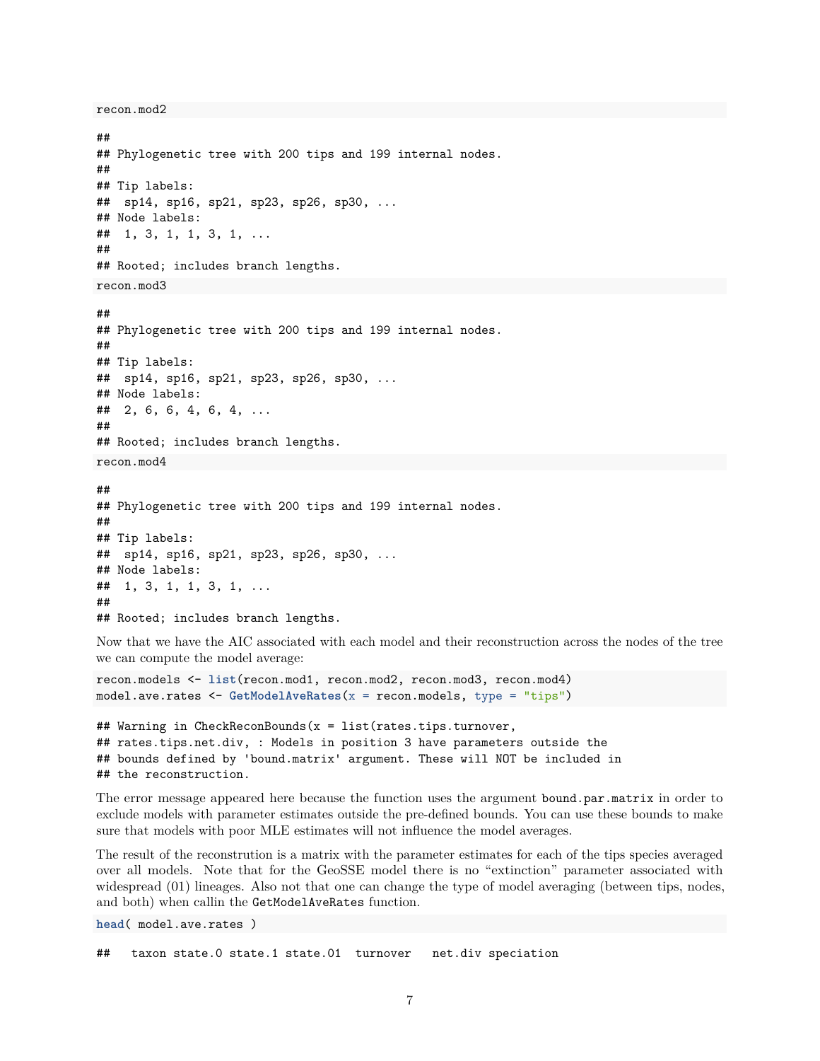```
recon.mod2
```

```
##
## Phylogenetic tree with 200 tips and 199 internal nodes.
##
## Tip labels:
##  sp14, sp16, sp21, sp23, sp26, sp30, ...
## Node labels:
##  1, 3, 1, 1, 3, 1, ...
##
## Rooted; includes branch lengths.
```

```
recon.mod3
```

```
##
## Phylogenetic tree with 200 tips and 199 internal nodes.
##
## Tip labels:
##  sp14, sp16, sp21, sp23, sp26, sp30, ...
## Node labels:
##  2, 6, 6, 4, 6, 4, ...
##
## Rooted; includes branch lengths.
```

```
recon.mod4
```

```
##
## Phylogenetic tree with 200 tips and 199 internal nodes.
##
## Tip labels:
##  sp14, sp16, sp21, sp23, sp26, sp30, ...
## Node labels:
##  1, 3, 1, 1, 3, 1, ...
##
## Rooted; includes branch lengths.
```

Now that we have the AIC associated with each model and their reconstruction across the nodes of the tree we can compute the model average:

```
recon.models <- list(recon.mod1, recon.mod2, recon.mod3, recon.mod4)
model.ave.rates <- GetModelAveRates(x = recon.models, type = "tips")
```

```
## Warning in CheckReconBounds(x = list(rates.tips.turnover,
## rates.tips.net.div, : Models in position 3 have parameters outside the
## bounds defined by 'bound.matrix' argument. These will NOT be included in
## the reconstruction.
```

The error message appeared here because the function uses the argument `bound.par.matrix` in order to exclude models with parameter estimates outside the pre-defined bounds. You can use these bounds to make sure that models with poor MLE estimates will not influence the model averages.

The result of the reconstrution is a matrix with the parameter estimates for each of the tips species averaged over all models. Note that for the GeoSSE model there is no "extinction" parameter associated with widespread (01) lineages. Also not that one can change the type of model averaging (between tips, nodes, and both) when callin the `GetModelAveRates` function.

```
head( model.ave.rates )
```

```
##   taxon state.0 state.1 state.01  turnover   net.div speciation
```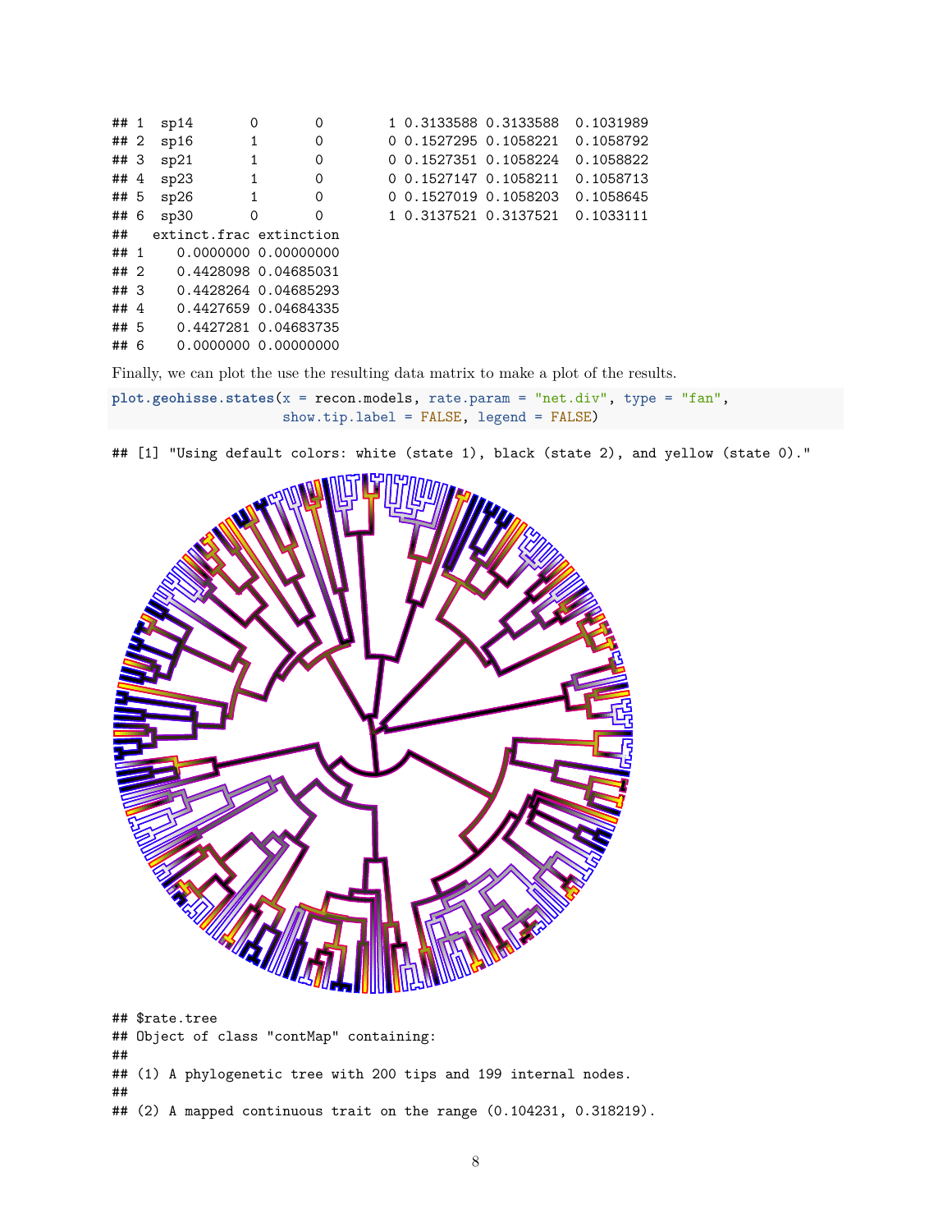```
## 1  sp14       0        0         1 0.3133588 0.3133588  0.1031989
## 2  sp16       1        0         0 0.1527295 0.1058221  0.1058792
## 3  sp21       1        0         0 0.1527351 0.1058224  0.1058822
## 4  sp23       1        0         0 0.1527147 0.1058211  0.1058713
## 5  sp26       1        0         0 0.1527019 0.1058203  0.1058645
## 6  sp30       0        0         1 0.3137521 0.3137521  0.1033111
##   extinct.frac extinction
## 1    0.0000000 0.00000000
## 2    0.4428098 0.04685031
## 3    0.4428264 0.04685293
## 4    0.4427659 0.04684335
## 5    0.4427281 0.04683735
## 6    0.0000000 0.00000000
```

Finally, we can plot the use the resulting data matrix to make a plot of the results.

```
plot.geohisse.states(x = recon.models, rate.param = "net.div", type = "fan",
                     show.tip.label = FALSE, legend = FALSE)
```

```
## [1] "Using default colors: white (state 1), black (state 2), and yellow (state 0)."
```

```
## $rate.tree
## Object of class "contMap" containing:
##
## (1) A phylogenetic tree with 200 tips and 199 internal nodes.
##
## (2) A mapped continuous trait on the range (0.104231, 0.318219).
```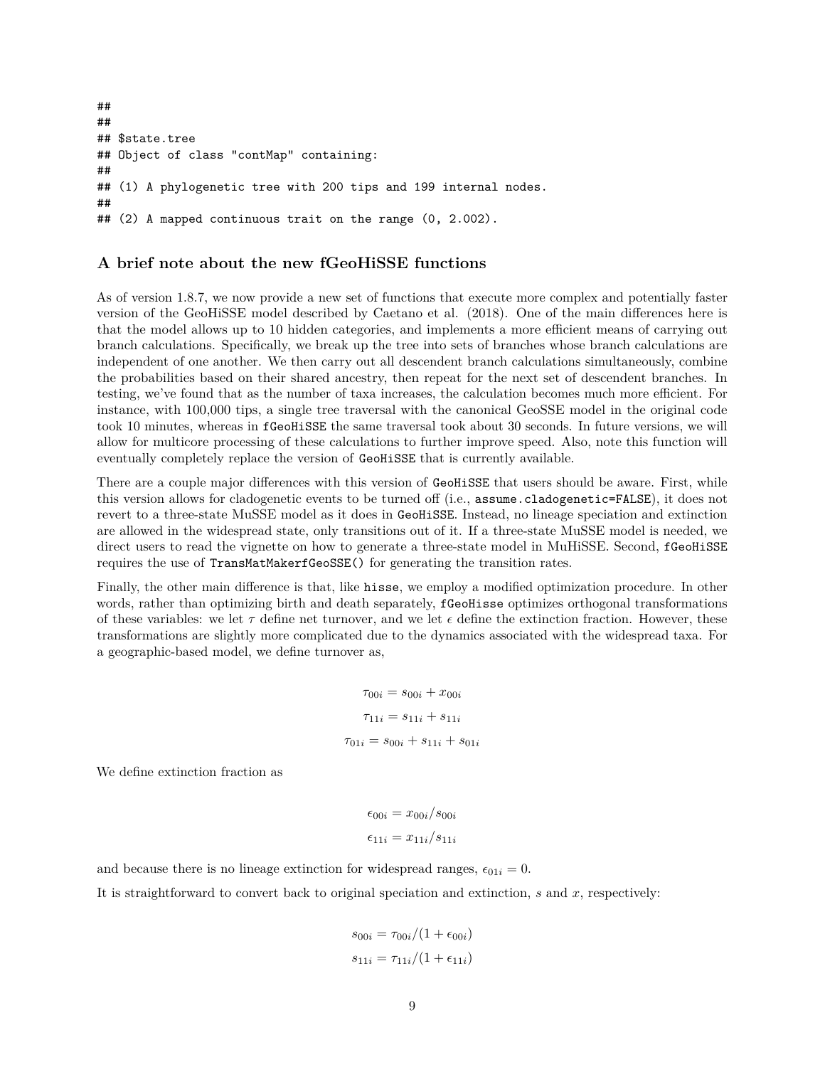```
##
##
## $state.tree
## Object of class "contMap" containing:
##
## (1) A phylogenetic tree with 200 tips and 199 internal nodes.
##
## (2) A mapped continuous trait on the range (0, 2.002).
```

### A brief note about the new fGeoHiSSE functions

As of version 1.8.7, we now provide a new set of functions that execute more complex and potentially faster version of the GeoHiSSE model described by Caetano et al. (2018). One of the main differences here is that the model allows up to 10 hidden categories, and implements a more efficient means of carrying out branch calculations. Specifically, we break up the tree into sets of branches whose branch calculations are independent of one another. We then carry out all descendent branch calculations simultaneously, combine the probabilities based on their shared ancestry, then repeat for the next set of descendent branches. In testing, we've found that as the number of taxa increases, the calculation becomes much more efficient. For instance, with 100,000 tips, a single tree traversal with the canonical GeoSSE model in the original code took 10 minutes, whereas in `fGeoHiSSE` the same traversal took about 30 seconds. In future versions, we will allow for multicore processing of these calculations to further improve speed. Also, note this function will eventually completely replace the version of `GeoHiSSE` that is currently available.

There are a couple major differences with this version of `GeoHiSSE` that users should be aware. First, while this version allows for cladogenetic events to be turned off (i.e., `assume.cladogenetic=FALSE`), it does not revert to a three-state MuSSE model as it does in `GeoHiSSE`. Instead, no lineage speciation and extinction are allowed in the widespread state, only transitions out of it. If a three-state MuSSE model is needed, we direct users to read the vignette on how to generate a three-state model in MuHiSSE. Second, `fGeoHiSSE` requires the use of `TransMatMakerfGeoSSE()` for generating the transition rates.

Finally, the other main difference is that, like `hisse`, we employ a modified optimization procedure. In other words, rather than optimizing birth and death separately, `fGeoHisse` optimizes orthogonal transformations of these variables: we let $\tau$ define net turnover, and we let $\epsilon$ define the extinction fraction. However, these transformations are slightly more complicated due to the dynamics associated with the widespread taxa. For a geographic-based model, we define turnover as,

$$\tau_{00i} = s_{00i} + x_{00i}$$

$$\tau_{11i} = s_{11i} + s_{11i}$$

$$\tau_{01i} = s_{00i} + s_{11i} + s_{01i}$$

We define extinction fraction as

$$\epsilon_{00i} = x_{00i}/s_{00i}$$

$$\epsilon_{11i} = x_{11i}/s_{11i}$$

and because there is no lineage extinction for widespread ranges, $\epsilon_{01i} = 0$.

It is straightforward to convert back to original speciation and extinction, $s$ and $x$, respectively:

$$s_{00i} = \tau_{00i}/(1 + \epsilon_{00i})$$

$$s_{11i} = \tau_{11i}/(1 + \epsilon_{11i})$$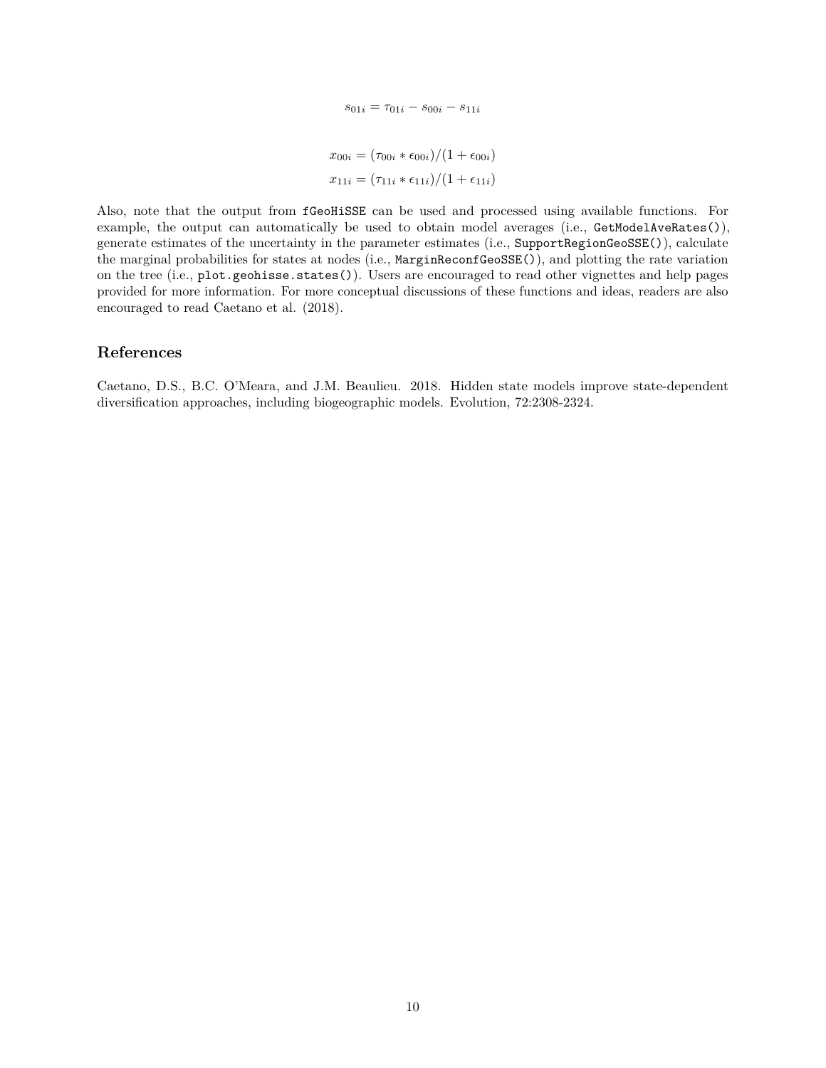$$s_{01i} = \tau_{01i} - s_{00i} - s_{11i}$$

$$x_{00i} = (\tau_{00i} * \epsilon_{00i})/(1 + \epsilon_{00i})$$

$$x_{11i} = (\tau_{11i} * \epsilon_{11i})/(1 + \epsilon_{11i})$$

Also, note that the output from `fGeoHiSSE` can be used and processed using available functions. For example, the output can automatically be used to obtain model averages (i.e., `GetModelAveRates()`), generate estimates of the uncertainty in the parameter estimates (i.e., `SupportRegionGeoSSE()`), calculate the marginal probabilities for states at nodes (i.e., `MarginReconfGeoSSE()`), and plotting the rate variation on the tree (i.e., `plot.geohisse.states()`). Users are encouraged to read other vignettes and help pages provided for more information. For more conceptual discussions of these functions and ideas, readers are also encouraged to read Caetano et al. (2018).

## References

Caetano, D.S., B.C. O'Meara, and J.M. Beaulieu. 2018. Hidden state models improve state-dependent diversification approaches, including biogeographic models. Evolution, 72:2308-2324.